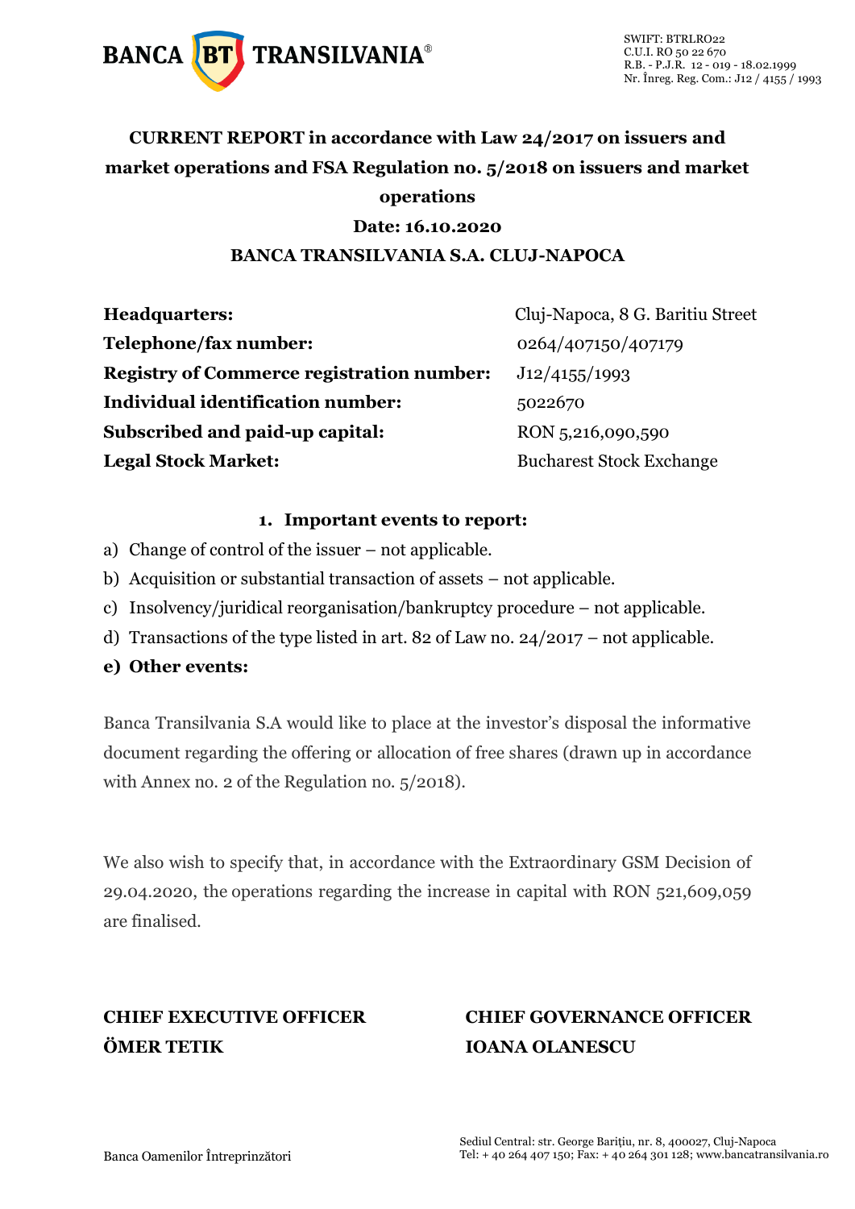SWIFT: BTRLRO22
C.U.I. RO 50 22 670
R.B. - P.J.R. 12 - 019 - 18.02.1999
Nr. Înreg. Reg. Com.: J12 / 4155 / 1993

# CURRENT REPORT in accordance with Law 24/2017 on issuers and market operations and FSA Regulation no. 5/2018 on issuers and market operations

**Date: 16.10.2020**

**BANCA TRANSILVANIA S.A. CLUJ-NAPOCA**

| | |
|---|---|
| **Headquarters:** | Cluj-Napoca, 8 G. Baritiu Street |
| **Telephone/fax number:** | 0264/407150/407179 |
| **Registry of Commerce registration number:** | J12/4155/1993 |
| **Individual identification number:** | 5022670 |
| **Subscribed and paid-up capital:** | RON 5,216,090,590 |
| **Legal Stock Market:** | Bucharest Stock Exchange |

## 1. Important events to report:

a) Change of control of the issuer – not applicable.

b) Acquisition or substantial transaction of assets – not applicable.

c) Insolvency/juridical reorganisation/bankruptcy procedure – not applicable.

d) Transactions of the type listed in art. 82 of Law no. 24/2017 – not applicable.

**e) Other events:**

Banca Transilvania S.A would like to place at the investor's disposal the informative document regarding the offering or allocation of free shares (drawn up in accordance with Annex no. 2 of the Regulation no. 5/2018).

We also wish to specify that, in accordance with the Extraordinary GSM Decision of 29.04.2020, the operations regarding the increase in capital with RON 521,609,059 are finalised.

**CHIEF EXECUTIVE OFFICER**
**ÖMER TETIK**

**CHIEF GOVERNANCE OFFICER**
**IOANA OLANESCU**

Banca Oamenilor Întreprinzători

Sediul Central: str. George Bariţiu, nr. 8, 400027, Cluj-Napoca
Tel: + 40 264 407 150; Fax: + 40 264 301 128; www.bancatransilvania.ro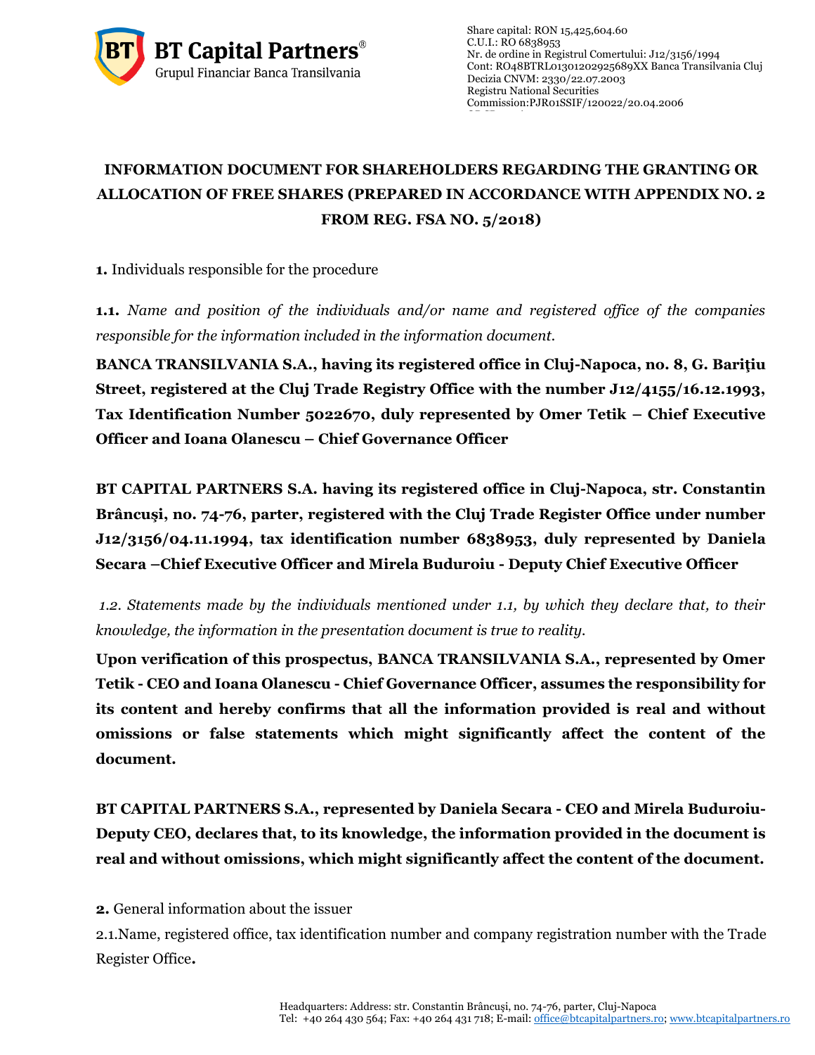# INFORMATION DOCUMENT FOR SHAREHOLDERS REGARDING THE GRANTING OR ALLOCATION OF FREE SHARES (PREPARED IN ACCORDANCE WITH APPENDIX NO. 2 FROM REG. FSA NO. 5/2018)

**1.** Individuals responsible for the procedure

**1.1.** *Name and position of the individuals and/or name and registered office of the companies responsible for the information included in the information document.*

**BANCA TRANSILVANIA S.A., having its registered office in Cluj-Napoca, no. 8, G. Bariţiu Street, registered at the Cluj Trade Registry Office with the number J12/4155/16.12.1993, Tax Identification Number 5022670, duly represented by Omer Tetik – Chief Executive Officer and Ioana Olanescu – Chief Governance Officer**

**BT CAPITAL PARTNERS S.A. having its registered office in Cluj-Napoca, str. Constantin Brâncuşi, no. 74-76, parter, registered with the Cluj Trade Register Office under number J12/3156/04.11.1994, tax identification number 6838953, duly represented by Daniela Secara –Chief Executive Officer and Mirela Buduroiu - Deputy Chief Executive Officer**

*1.2. Statements made by the individuals mentioned under 1.1, by which they declare that, to their knowledge, the information in the presentation document is true to reality.*

**Upon verification of this prospectus, BANCA TRANSILVANIA S.A., represented by Omer Tetik - CEO and Ioana Olanescu - Chief Governance Officer, assumes the responsibility for its content and hereby confirms that all the information provided is real and without omissions or false statements which might significantly affect the content of the document.**

**BT CAPITAL PARTNERS S.A., represented by Daniela Secara - CEO and Mirela Buduroiu-Deputy CEO, declares that, to its knowledge, the information provided in the document is real and without omissions, which might significantly affect the content of the document.**

**2.** General information about the issuer

2.1.Name, registered office, tax identification number and company registration number with the Trade Register Office**.**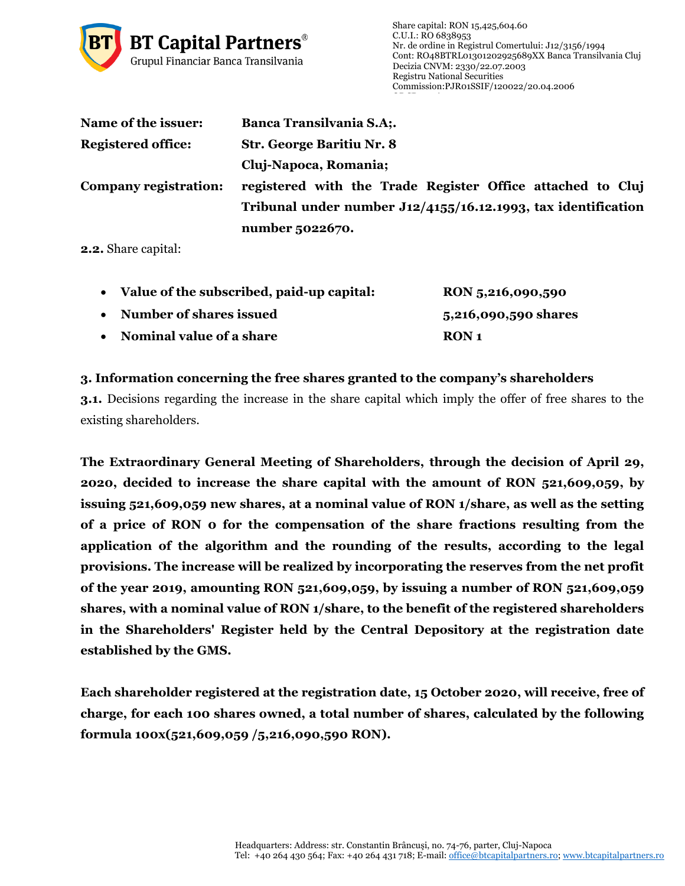| | |
|---|---|
| **Name of the issuer:** | **Banca Transilvania S.A;.** |
| **Registered office:** | **Str. George Baritiu Nr. 8** |
| | **Cluj-Napoca, Romania;** |
| **Company registration:** | **registered with the Trade Register Office attached to Cluj Tribunal under number J12/4155/16.12.1993, tax identification number 5022670.** |

**2.2.** Share capital:

- **Value of the subscribed, paid-up capital:** **RON 5,216,090,590**
- **Number of shares issued** **5,216,090,590 shares**
- **Nominal value of a share** **RON 1**

**3. Information concerning the free shares granted to the company's shareholders**

**3.1.** Decisions regarding the increase in the share capital which imply the offer of free shares to the existing shareholders.

**The Extraordinary General Meeting of Shareholders, through the decision of April 29, 2020, decided to increase the share capital with the amount of RON 521,609,059, by issuing 521,609,059 new shares, at a nominal value of RON 1/share, as well as the setting of a price of RON 0 for the compensation of the share fractions resulting from the application of the algorithm and the rounding of the results, according to the legal provisions. The increase will be realized by incorporating the reserves from the net profit of the year 2019, amounting RON 521,609,059, by issuing a number of RON 521,609,059 shares, with a nominal value of RON 1/share, to the benefit of the registered shareholders in the Shareholders' Register held by the Central Depository at the registration date established by the GMS.**

**Each shareholder registered at the registration date, 15 October 2020, will receive, free of charge, for each 100 shares owned, a total number of shares, calculated by the following formula 100x(521,609,059 /5,216,090,590 RON).**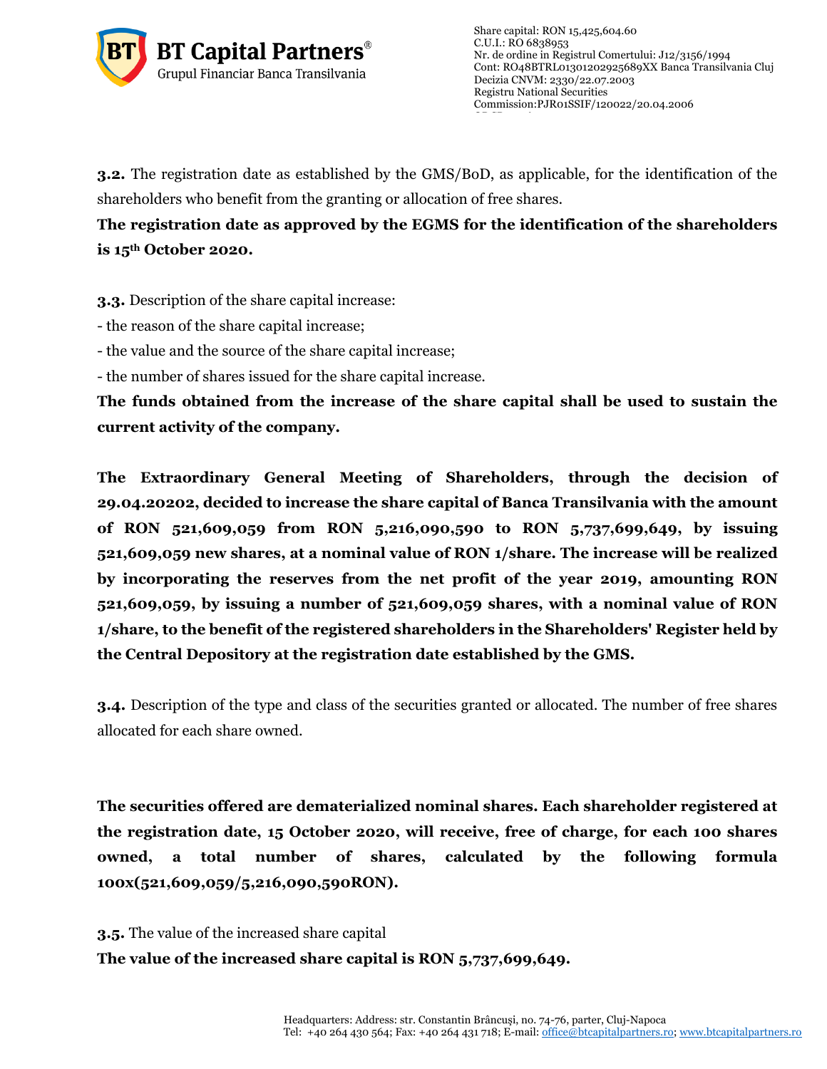**3.2.** The registration date as established by the GMS/BoD, as applicable, for the identification of the shareholders who benefit from the granting or allocation of free shares.

**The registration date as approved by the EGMS for the identification of the shareholders is 15th October 2020.**

**3.3.** Description of the share capital increase:

- the reason of the share capital increase;
- the value and the source of the share capital increase;
- the number of shares issued for the share capital increase.

**The funds obtained from the increase of the share capital shall be used to sustain the current activity of the company.**

**The Extraordinary General Meeting of Shareholders, through the decision of 29.04.20202, decided to increase the share capital of Banca Transilvania with the amount of RON 521,609,059 from RON 5,216,090,590 to RON 5,737,699,649, by issuing 521,609,059 new shares, at a nominal value of RON 1/share. The increase will be realized by incorporating the reserves from the net profit of the year 2019, amounting RON 521,609,059, by issuing a number of 521,609,059 shares, with a nominal value of RON 1/share, to the benefit of the registered shareholders in the Shareholders' Register held by the Central Depository at the registration date established by the GMS.**

**3.4.** Description of the type and class of the securities granted or allocated. The number of free shares allocated for each share owned.

**The securities offered are dematerialized nominal shares. Each shareholder registered at the registration date, 15 October 2020, will receive, free of charge, for each 100 shares owned, a total number of shares, calculated by the following formula 100x(521,609,059/5,216,090,590RON).**

**3.5.** The value of the increased share capital

**The value of the increased share capital is RON 5,737,699,649.**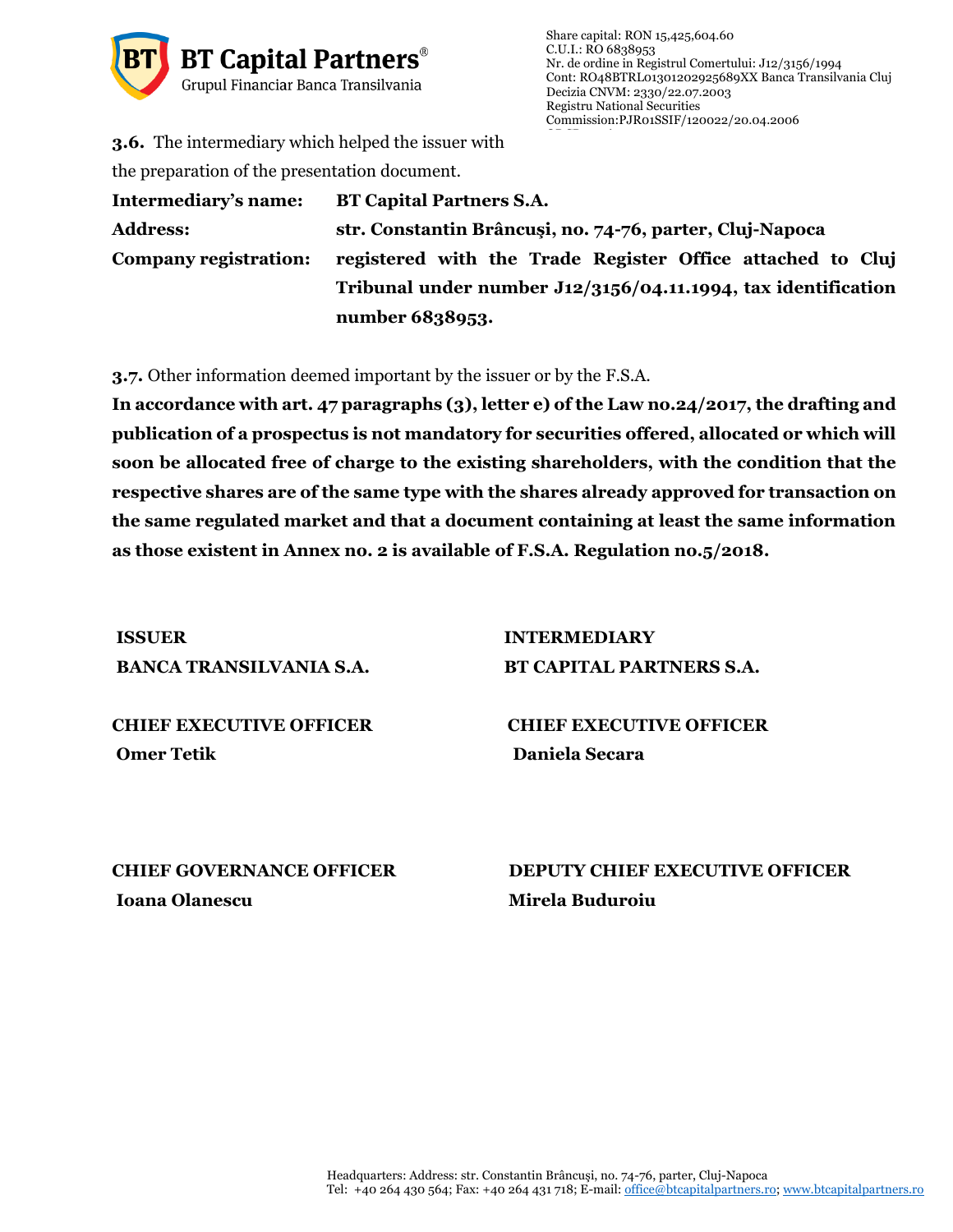**3.6.** The intermediary which helped the issuer with the preparation of the presentation document.

| | |
|---|---|
| **Intermediary's name:** | **BT Capital Partners S.A.** |
| **Address:** | **str. Constantin Brâncuşi, no. 74-76, parter, Cluj-Napoca** |
| **Company registration:** | **registered with the Trade Register Office attached to Cluj Tribunal under number J12/3156/04.11.1994, tax identification number 6838953.** |

**3.7.** Other information deemed important by the issuer or by the F.S.A.

**In accordance with art. 47 paragraphs (3), letter e) of the Law no.24/2017, the drafting and publication of a prospectus is not mandatory for securities offered, allocated or which will soon be allocated free of charge to the existing shareholders, with the condition that the respective shares are of the same type with the shares already approved for transaction on the same regulated market and that a document containing at least the same information as those existent in Annex no. 2 is available of F.S.A. Regulation no.5/2018.**

| | |
|---|---|
| **ISSUER** | **INTERMEDIARY** |
| **BANCA TRANSILVANIA S.A.** | **BT CAPITAL PARTNERS S.A.** |
| **CHIEF EXECUTIVE OFFICER** | **CHIEF EXECUTIVE OFFICER** |
| **Omer Tetik** | **Daniela Secara** |
| **CHIEF GOVERNANCE OFFICER** | **DEPUTY CHIEF EXECUTIVE OFFICER** |
| **Ioana Olanescu** | **Mirela Buduroiu** |